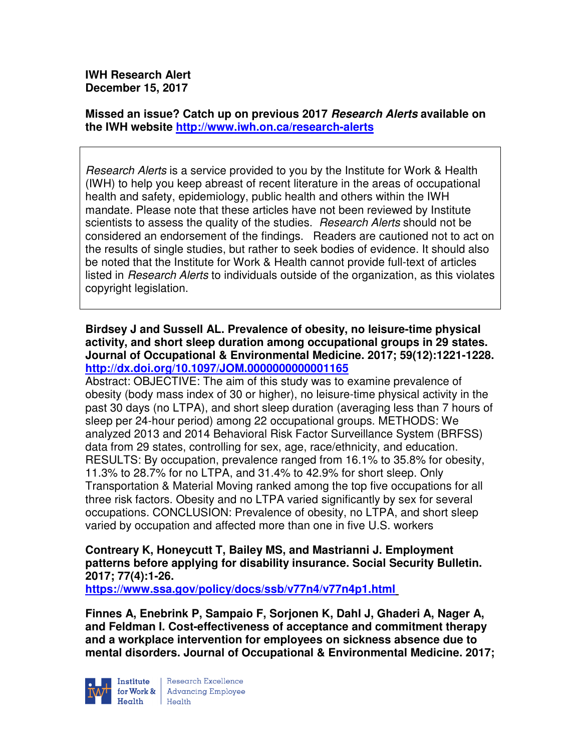**IWH Research Alert**
**December 15, 2017**

**Missed an issue? Catch up on previous 2017 *Research Alerts* available on the IWH website [http://www.iwh.on.ca/research-alerts](http://www.iwh.on.ca/research-alerts)**

> *Research Alerts* is a service provided to you by the Institute for Work & Health (IWH) to help you keep abreast of recent literature in the areas of occupational health and safety, epidemiology, public health and others within the IWH mandate. Please note that these articles have not been reviewed by Institute scientists to assess the quality of the studies. *Research Alerts* should not be considered an endorsement of the findings. Readers are cautioned not to act on the results of single studies, but rather to seek bodies of evidence. It should also be noted that the Institute for Work & Health cannot provide full-text of articles listed in *Research Alerts* to individuals outside of the organization, as this violates copyright legislation.

**Birdsey J and Sussell AL. Prevalence of obesity, no leisure-time physical activity, and short sleep duration among occupational groups in 29 states. Journal of Occupational & Environmental Medicine. 2017; 59(12):1221-1228.**
**[http://dx.doi.org/10.1097/JOM.0000000000001165](http://dx.doi.org/10.1097/JOM.0000000000001165)**

Abstract: OBJECTIVE: The aim of this study was to examine prevalence of obesity (body mass index of 30 or higher), no leisure-time physical activity in the past 30 days (no LTPA), and short sleep duration (averaging less than 7 hours of sleep per 24-hour period) among 22 occupational groups. METHODS: We analyzed 2013 and 2014 Behavioral Risk Factor Surveillance System (BRFSS) data from 29 states, controlling for sex, age, race/ethnicity, and education. RESULTS: By occupation, prevalence ranged from 16.1% to 35.8% for obesity, 11.3% to 28.7% for no LTPA, and 31.4% to 42.9% for short sleep. Only Transportation & Material Moving ranked among the top five occupations for all three risk factors. Obesity and no LTPA varied significantly by sex for several occupations. CONCLUSION: Prevalence of obesity, no LTPA, and short sleep varied by occupation and affected more than one in five U.S. workers

**Contreary K, Honeycutt T, Bailey MS, and Mastrianni J. Employment patterns before applying for disability insurance. Social Security Bulletin. 2017; 77(4):1-26.**
**[https://www.ssa.gov/policy/docs/ssb/v77n4/v77n4p1.html](https://www.ssa.gov/policy/docs/ssb/v77n4/v77n4p1.html)**

**Finnes A, Enebrink P, Sampaio F, Sorjonen K, Dahl J, Ghaderi A, Nager A, and Feldman I. Cost-effectiveness of acceptance and commitment therapy and a workplace intervention for employees on sickness absence due to mental disorders. Journal of Occupational & Environmental Medicine. 2017;**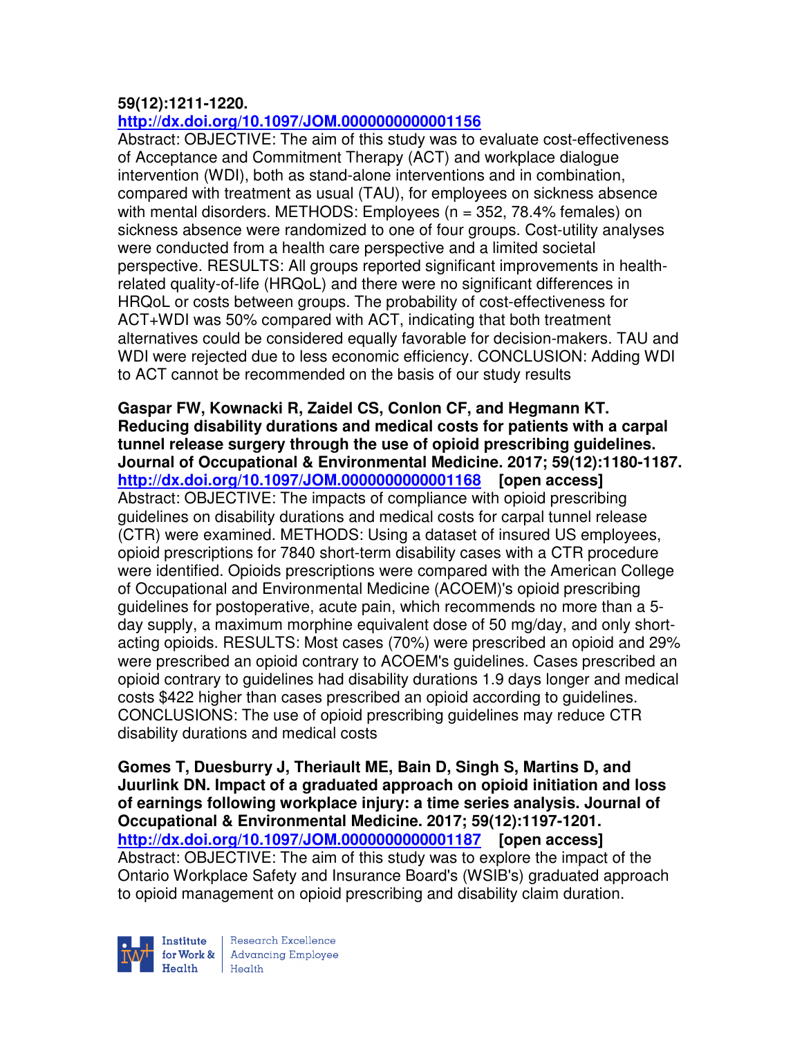**59(12):1211-1220.**
**http://dx.doi.org/10.1097/JOM.0000000000001156**

Abstract: OBJECTIVE: The aim of this study was to evaluate cost-effectiveness of Acceptance and Commitment Therapy (ACT) and workplace dialogue intervention (WDI), both as stand-alone interventions and in combination, compared with treatment as usual (TAU), for employees on sickness absence with mental disorders. METHODS: Employees (n = 352, 78.4% females) on sickness absence were randomized to one of four groups. Cost-utility analyses were conducted from a health care perspective and a limited societal perspective. RESULTS: All groups reported significant improvements in health-related quality-of-life (HRQoL) and there were no significant differences in HRQoL or costs between groups. The probability of cost-effectiveness for ACT+WDI was 50% compared with ACT, indicating that both treatment alternatives could be considered equally favorable for decision-makers. TAU and WDI were rejected due to less economic efficiency. CONCLUSION: Adding WDI to ACT cannot be recommended on the basis of our study results

**Gaspar FW, Kownacki R, Zaidel CS, Conlon CF, and Hegmann KT. Reducing disability durations and medical costs for patients with a carpal tunnel release surgery through the use of opioid prescribing guidelines. Journal of Occupational & Environmental Medicine. 2017; 59(12):1180-1187.**
**http://dx.doi.org/10.1097/JOM.0000000000001168 [open access]**

Abstract: OBJECTIVE: The impacts of compliance with opioid prescribing guidelines on disability durations and medical costs for carpal tunnel release (CTR) were examined. METHODS: Using a dataset of insured US employees, opioid prescriptions for 7840 short-term disability cases with a CTR procedure were identified. Opioids prescriptions were compared with the American College of Occupational and Environmental Medicine (ACOEM)'s opioid prescribing guidelines for postoperative, acute pain, which recommends no more than a 5-day supply, a maximum morphine equivalent dose of 50 mg/day, and only short-acting opioids. RESULTS: Most cases (70%) were prescribed an opioid and 29% were prescribed an opioid contrary to ACOEM's guidelines. Cases prescribed an opioid contrary to guidelines had disability durations 1.9 days longer and medical costs $422 higher than cases prescribed an opioid according to guidelines. CONCLUSIONS: The use of opioid prescribing guidelines may reduce CTR disability durations and medical costs

**Gomes T, Duesburry J, Theriault ME, Bain D, Singh S, Martins D, and Juurlink DN. Impact of a graduated approach on opioid initiation and loss of earnings following workplace injury: a time series analysis. Journal of Occupational & Environmental Medicine. 2017; 59(12):1197-1201.**
**http://dx.doi.org/10.1097/JOM.0000000000001187 [open access]**

Abstract: OBJECTIVE: The aim of this study was to explore the impact of the Ontario Workplace Safety and Insurance Board's (WSIB's) graduated approach to opioid management on opioid prescribing and disability claim duration.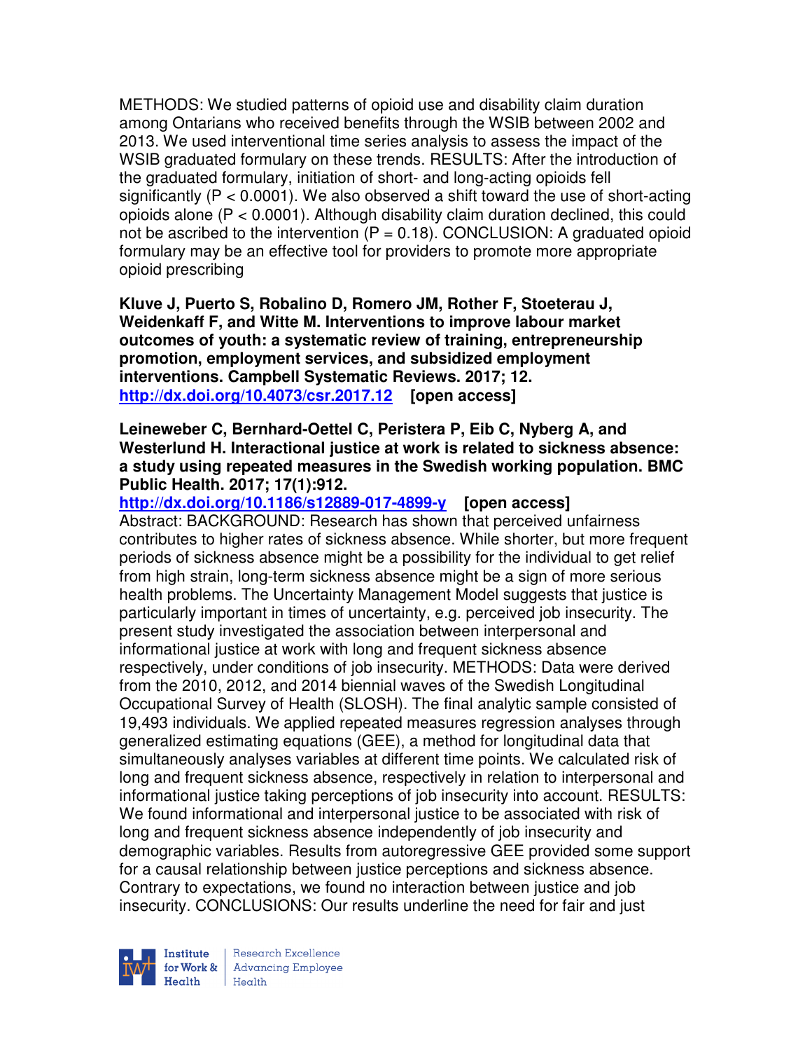METHODS: We studied patterns of opioid use and disability claim duration among Ontarians who received benefits through the WSIB between 2002 and 2013. We used interventional time series analysis to assess the impact of the WSIB graduated formulary on these trends. RESULTS: After the introduction of the graduated formulary, initiation of short- and long-acting opioids fell significantly ($P < 0.0001$). We also observed a shift toward the use of short-acting opioids alone ($P < 0.0001$). Although disability claim duration declined, this could not be ascribed to the intervention ($P = 0.18$). CONCLUSION: A graduated opioid formulary may be an effective tool for providers to promote more appropriate opioid prescribing

**Kluve J, Puerto S, Robalino D, Romero JM, Rother F, Stoeterau J, Weidenkaff F, and Witte M. Interventions to improve labour market outcomes of youth: a systematic review of training, entrepreneurship promotion, employment services, and subsidized employment interventions. Campbell Systematic Reviews. 2017; 12.**
**http://dx.doi.org/10.4073/csr.2017.12 [open access]**

**Leineweber C, Bernhard-Oettel C, Peristera P, Eib C, Nyberg A, and Westerlund H. Interactional justice at work is related to sickness absence: a study using repeated measures in the Swedish working population. BMC Public Health. 2017; 17(1):912.**
**http://dx.doi.org/10.1186/s12889-017-4899-y [open access]**
Abstract: BACKGROUND: Research has shown that perceived unfairness contributes to higher rates of sickness absence. While shorter, but more frequent periods of sickness absence might be a possibility for the individual to get relief from high strain, long-term sickness absence might be a sign of more serious health problems. The Uncertainty Management Model suggests that justice is particularly important in times of uncertainty, e.g. perceived job insecurity. The present study investigated the association between interpersonal and informational justice at work with long and frequent sickness absence respectively, under conditions of job insecurity. METHODS: Data were derived from the 2010, 2012, and 2014 biennial waves of the Swedish Longitudinal Occupational Survey of Health (SLOSH). The final analytic sample consisted of 19,493 individuals. We applied repeated measures regression analyses through generalized estimating equations (GEE), a method for longitudinal data that simultaneously analyses variables at different time points. We calculated risk of long and frequent sickness absence, respectively in relation to interpersonal and informational justice taking perceptions of job insecurity into account. RESULTS: We found informational and interpersonal justice to be associated with risk of long and frequent sickness absence independently of job insecurity and demographic variables. Results from autoregressive GEE provided some support for a causal relationship between justice perceptions and sickness absence. Contrary to expectations, we found no interaction between justice and job insecurity. CONCLUSIONS: Our results underline the need for fair and just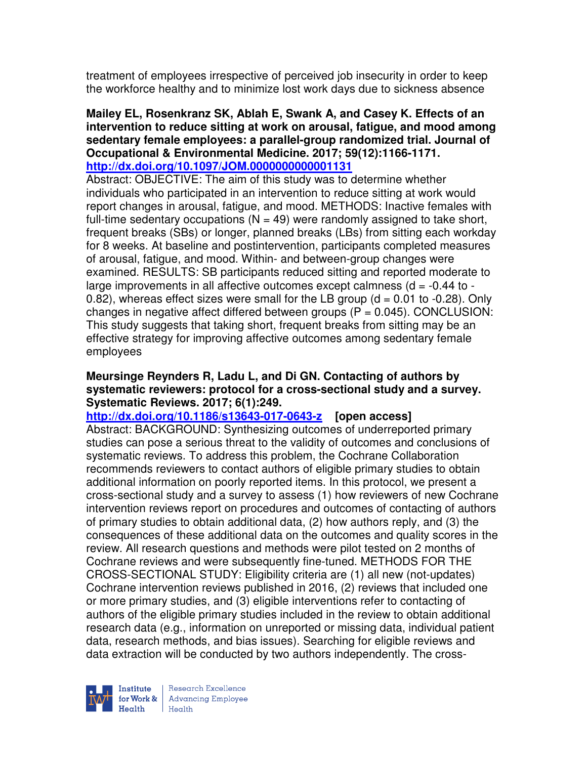treatment of employees irrespective of perceived job insecurity in order to keep the workforce healthy and to minimize lost work days due to sickness absence

**Mailey EL, Rosenkranz SK, Ablah E, Swank A, and Casey K. Effects of an intervention to reduce sitting at work on arousal, fatigue, and mood among sedentary female employees: a parallel-group randomized trial. Journal of Occupational & Environmental Medicine. 2017; 59(12):1166-1171.**
**http://dx.doi.org/10.1097/JOM.0000000000001131**

Abstract: OBJECTIVE: The aim of this study was to determine whether individuals who participated in an intervention to reduce sitting at work would report changes in arousal, fatigue, and mood. METHODS: Inactive females with full-time sedentary occupations (N = 49) were randomly assigned to take short, frequent breaks (SBs) or longer, planned breaks (LBs) from sitting each workday for 8 weeks. At baseline and postintervention, participants completed measures of arousal, fatigue, and mood. Within- and between-group changes were examined. RESULTS: SB participants reduced sitting and reported moderate to large improvements in all affective outcomes except calmness ($d = -0.44$ to $-0.82$), whereas effect sizes were small for the LB group ($d = 0.01$ to $-0.28$). Only changes in negative affect differed between groups ($P = 0.045$). CONCLUSION: This study suggests that taking short, frequent breaks from sitting may be an effective strategy for improving affective outcomes among sedentary female employees

**Meursinge Reynders R, Ladu L, and Di GN. Contacting of authors by systematic reviewers: protocol for a cross-sectional study and a survey. Systematic Reviews. 2017; 6(1):249.**
**http://dx.doi.org/10.1186/s13643-017-0643-z [open access]**

Abstract: BACKGROUND: Synthesizing outcomes of underreported primary studies can pose a serious threat to the validity of outcomes and conclusions of systematic reviews. To address this problem, the Cochrane Collaboration recommends reviewers to contact authors of eligible primary studies to obtain additional information on poorly reported items. In this protocol, we present a cross-sectional study and a survey to assess (1) how reviewers of new Cochrane intervention reviews report on procedures and outcomes of contacting of authors of primary studies to obtain additional data, (2) how authors reply, and (3) the consequences of these additional data on the outcomes and quality scores in the review. All research questions and methods were pilot tested on 2 months of Cochrane reviews and were subsequently fine-tuned. METHODS FOR THE CROSS-SECTIONAL STUDY: Eligibility criteria are (1) all new (not-updates) Cochrane intervention reviews published in 2016, (2) reviews that included one or more primary studies, and (3) eligible interventions refer to contacting of authors of the eligible primary studies included in the review to obtain additional research data (e.g., information on unreported or missing data, individual patient data, research methods, and bias issues). Searching for eligible reviews and data extraction will be conducted by two authors independently. The cross-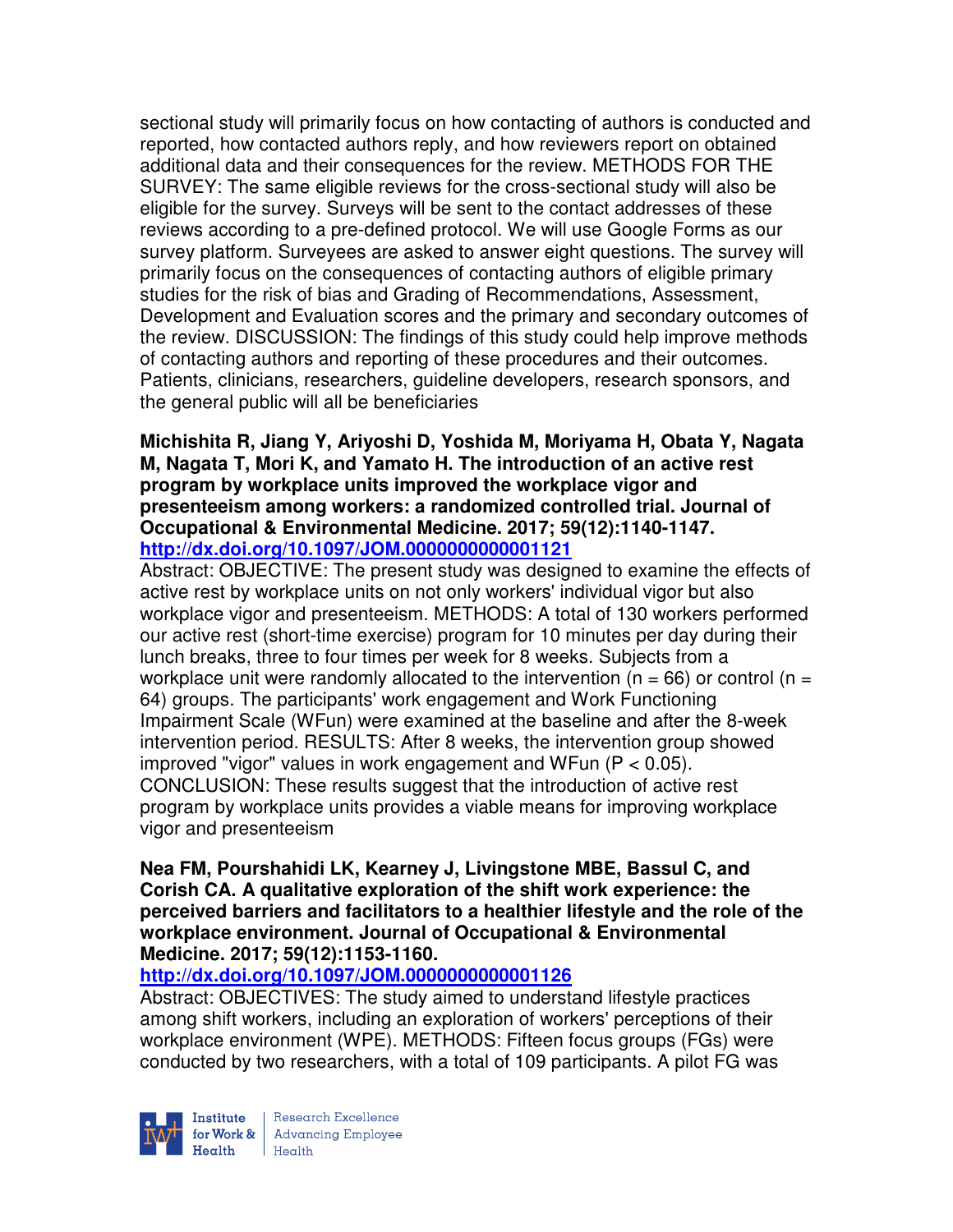sectional study will primarily focus on how contacting of authors is conducted and reported, how contacted authors reply, and how reviewers report on obtained additional data and their consequences for the review. METHODS FOR THE SURVEY: The same eligible reviews for the cross-sectional study will also be eligible for the survey. Surveys will be sent to the contact addresses of these reviews according to a pre-defined protocol. We will use Google Forms as our survey platform. Surveyees are asked to answer eight questions. The survey will primarily focus on the consequences of contacting authors of eligible primary studies for the risk of bias and Grading of Recommendations, Assessment, Development and Evaluation scores and the primary and secondary outcomes of the review. DISCUSSION: The findings of this study could help improve methods of contacting authors and reporting of these procedures and their outcomes. Patients, clinicians, researchers, guideline developers, research sponsors, and the general public will all be beneficiaries

**Michishita R, Jiang Y, Ariyoshi D, Yoshida M, Moriyama H, Obata Y, Nagata M, Nagata T, Mori K, and Yamato H. The introduction of an active rest program by workplace units improved the workplace vigor and presenteeism among workers: a randomized controlled trial. Journal of Occupational & Environmental Medicine. 2017; 59(12):1140-1147. http://dx.doi.org/10.1097/JOM.0000000000001121**

Abstract: OBJECTIVE: The present study was designed to examine the effects of active rest by workplace units on not only workers' individual vigor but also workplace vigor and presenteeism. METHODS: A total of 130 workers performed our active rest (short-time exercise) program for 10 minutes per day during their lunch breaks, three to four times per week for 8 weeks. Subjects from a workplace unit were randomly allocated to the intervention ($n = 66$) or control ($n = 64$) groups. The participants' work engagement and Work Functioning Impairment Scale (WFun) were examined at the baseline and after the 8-week intervention period. RESULTS: After 8 weeks, the intervention group showed improved "vigor" values in work engagement and WFun ($P < 0.05$). CONCLUSION: These results suggest that the introduction of active rest program by workplace units provides a viable means for improving workplace vigor and presenteeism

**Nea FM, Pourshahidi LK, Kearney J, Livingstone MBE, Bassul C, and Corish CA. A qualitative exploration of the shift work experience: the perceived barriers and facilitators to a healthier lifestyle and the role of the workplace environment. Journal of Occupational & Environmental Medicine. 2017; 59(12):1153-1160. http://dx.doi.org/10.1097/JOM.0000000000001126**

Abstract: OBJECTIVES: The study aimed to understand lifestyle practices among shift workers, including an exploration of workers' perceptions of their workplace environment (WPE). METHODS: Fifteen focus groups (FGs) were conducted by two researchers, with a total of 109 participants. A pilot FG was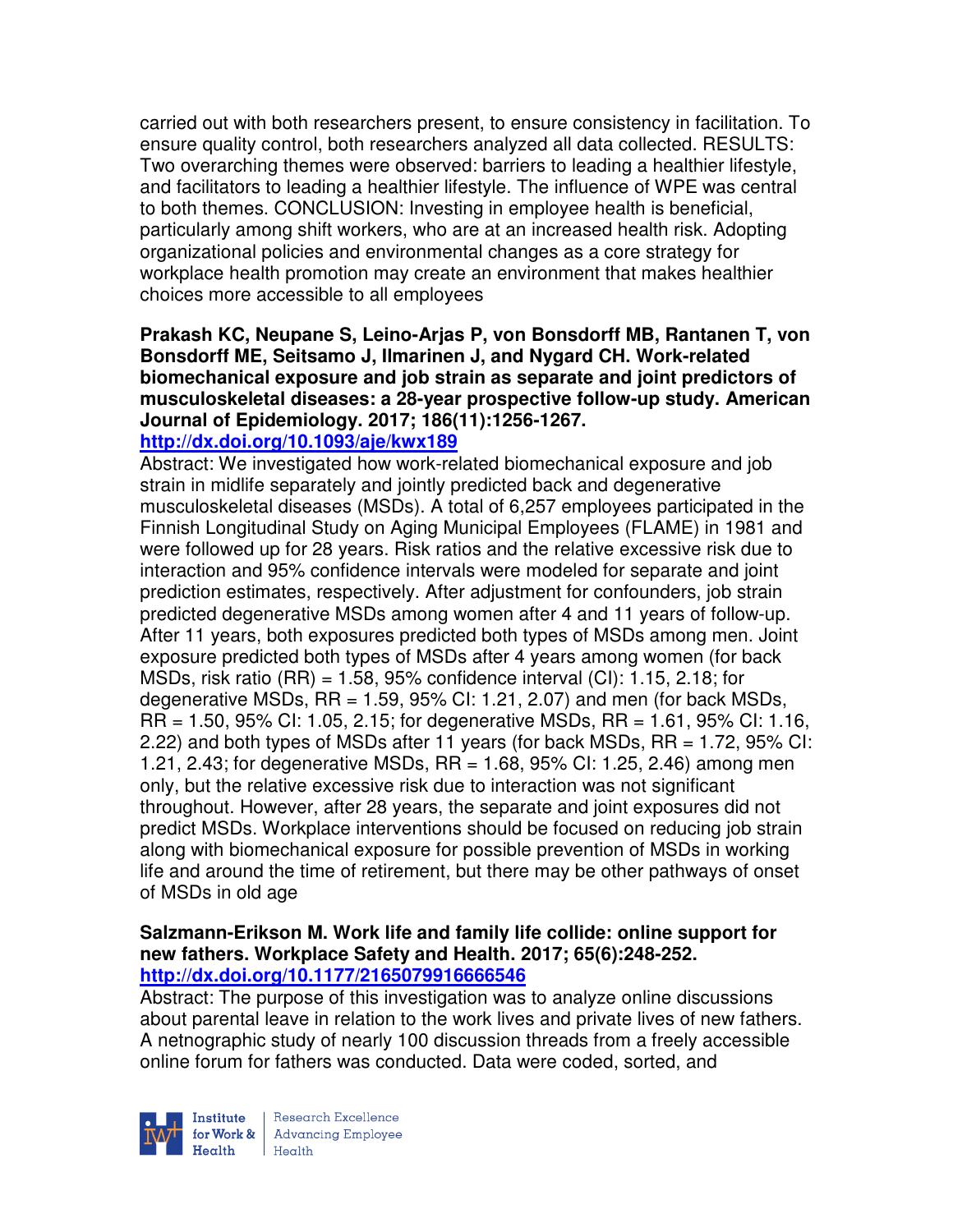carried out with both researchers present, to ensure consistency in facilitation. To ensure quality control, both researchers analyzed all data collected. RESULTS: Two overarching themes were observed: barriers to leading a healthier lifestyle, and facilitators to leading a healthier lifestyle. The influence of WPE was central to both themes. CONCLUSION: Investing in employee health is beneficial, particularly among shift workers, who are at an increased health risk. Adopting organizational policies and environmental changes as a core strategy for workplace health promotion may create an environment that makes healthier choices more accessible to all employees

**Prakash KC, Neupane S, Leino-Arjas P, von Bonsdorff MB, Rantanen T, von Bonsdorff ME, Seitsamo J, Ilmarinen J, and Nygard CH. Work-related biomechanical exposure and job strain as separate and joint predictors of musculoskeletal diseases: a 28-year prospective follow-up study. American Journal of Epidemiology. 2017; 186(11):1256-1267.**
**http://dx.doi.org/10.1093/aje/kwx189**

Abstract: We investigated how work-related biomechanical exposure and job strain in midlife separately and jointly predicted back and degenerative musculoskeletal diseases (MSDs). A total of 6,257 employees participated in the Finnish Longitudinal Study on Aging Municipal Employees (FLAME) in 1981 and were followed up for 28 years. Risk ratios and the relative excessive risk due to interaction and 95% confidence intervals were modeled for separate and joint prediction estimates, respectively. After adjustment for confounders, job strain predicted degenerative MSDs among women after 4 and 11 years of follow-up. After 11 years, both exposures predicted both types of MSDs among men. Joint exposure predicted both types of MSDs after 4 years among women (for back MSDs, risk ratio (RR) = 1.58, 95% confidence interval (CI): 1.15, 2.18; for degenerative MSDs, RR = 1.59, 95% CI: 1.21, 2.07) and men (for back MSDs, RR = 1.50, 95% CI: 1.05, 2.15; for degenerative MSDs, RR = 1.61, 95% CI: 1.16, 2.22) and both types of MSDs after 11 years (for back MSDs, RR = 1.72, 95% CI: 1.21, 2.43; for degenerative MSDs, RR = 1.68, 95% CI: 1.25, 2.46) among men only, but the relative excessive risk due to interaction was not significant throughout. However, after 28 years, the separate and joint exposures did not predict MSDs. Workplace interventions should be focused on reducing job strain along with biomechanical exposure for possible prevention of MSDs in working life and around the time of retirement, but there may be other pathways of onset of MSDs in old age

**Salzmann-Erikson M. Work life and family life collide: online support for new fathers. Workplace Safety and Health. 2017; 65(6):248-252.**
**http://dx.doi.org/10.1177/2165079916666546**

Abstract: The purpose of this investigation was to analyze online discussions about parental leave in relation to the work lives and private lives of new fathers. A netnographic study of nearly 100 discussion threads from a freely accessible online forum for fathers was conducted. Data were coded, sorted, and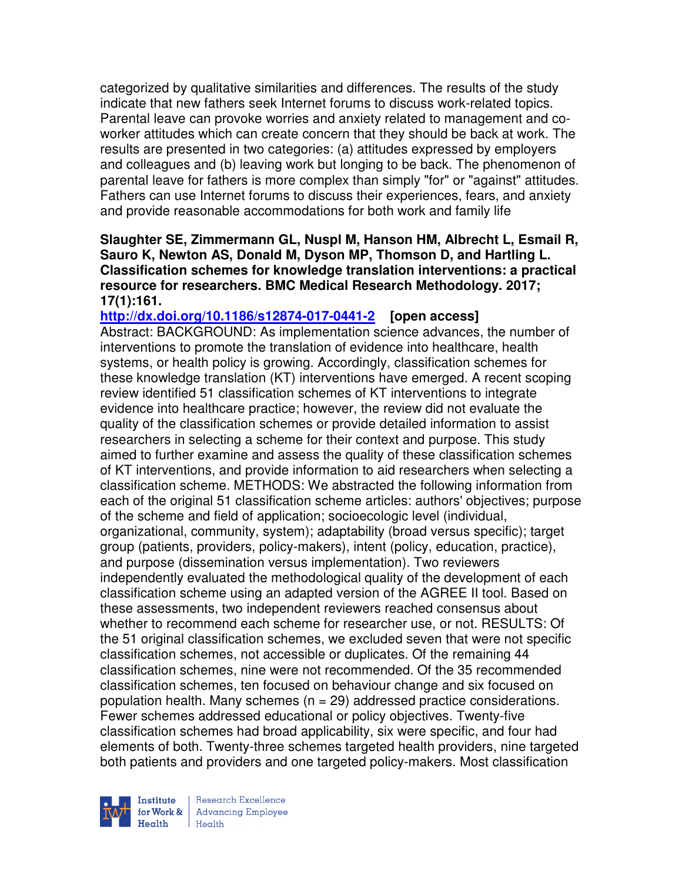categorized by qualitative similarities and differences. The results of the study indicate that new fathers seek Internet forums to discuss work-related topics. Parental leave can provoke worries and anxiety related to management and co-worker attitudes which can create concern that they should be back at work. The results are presented in two categories: (a) attitudes expressed by employers and colleagues and (b) leaving work but longing to be back. The phenomenon of parental leave for fathers is more complex than simply "for" or "against" attitudes. Fathers can use Internet forums to discuss their experiences, fears, and anxiety and provide reasonable accommodations for both work and family life

**Slaughter SE, Zimmermann GL, Nuspl M, Hanson HM, Albrecht L, Esmail R, Sauro K, Newton AS, Donald M, Dyson MP, Thomson D, and Hartling L. Classification schemes for knowledge translation interventions: a practical resource for researchers. BMC Medical Research Methodology. 2017; 17(1):161.**

**http://dx.doi.org/10.1186/s12874-017-0441-2 [open access]**

Abstract: BACKGROUND: As implementation science advances, the number of interventions to promote the translation of evidence into healthcare, health systems, or health policy is growing. Accordingly, classification schemes for these knowledge translation (KT) interventions have emerged. A recent scoping review identified 51 classification schemes of KT interventions to integrate evidence into healthcare practice; however, the review did not evaluate the quality of the classification schemes or provide detailed information to assist researchers in selecting a scheme for their context and purpose. This study aimed to further examine and assess the quality of these classification schemes of KT interventions, and provide information to aid researchers when selecting a classification scheme. METHODS: We abstracted the following information from each of the original 51 classification scheme articles: authors' objectives; purpose of the scheme and field of application; socioecologic level (individual, organizational, community, system); adaptability (broad versus specific); target group (patients, providers, policy-makers), intent (policy, education, practice), and purpose (dissemination versus implementation). Two reviewers independently evaluated the methodological quality of the development of each classification scheme using an adapted version of the AGREE II tool. Based on these assessments, two independent reviewers reached consensus about whether to recommend each scheme for researcher use, or not. RESULTS: Of the 51 original classification schemes, we excluded seven that were not specific classification schemes, not accessible or duplicates. Of the remaining 44 classification schemes, nine were not recommended. Of the 35 recommended classification schemes, ten focused on behaviour change and six focused on population health. Many schemes (n = 29) addressed practice considerations. Fewer schemes addressed educational or policy objectives. Twenty-five classification schemes had broad applicability, six were specific, and four had elements of both. Twenty-three schemes targeted health providers, nine targeted both patients and providers and one targeted policy-makers. Most classification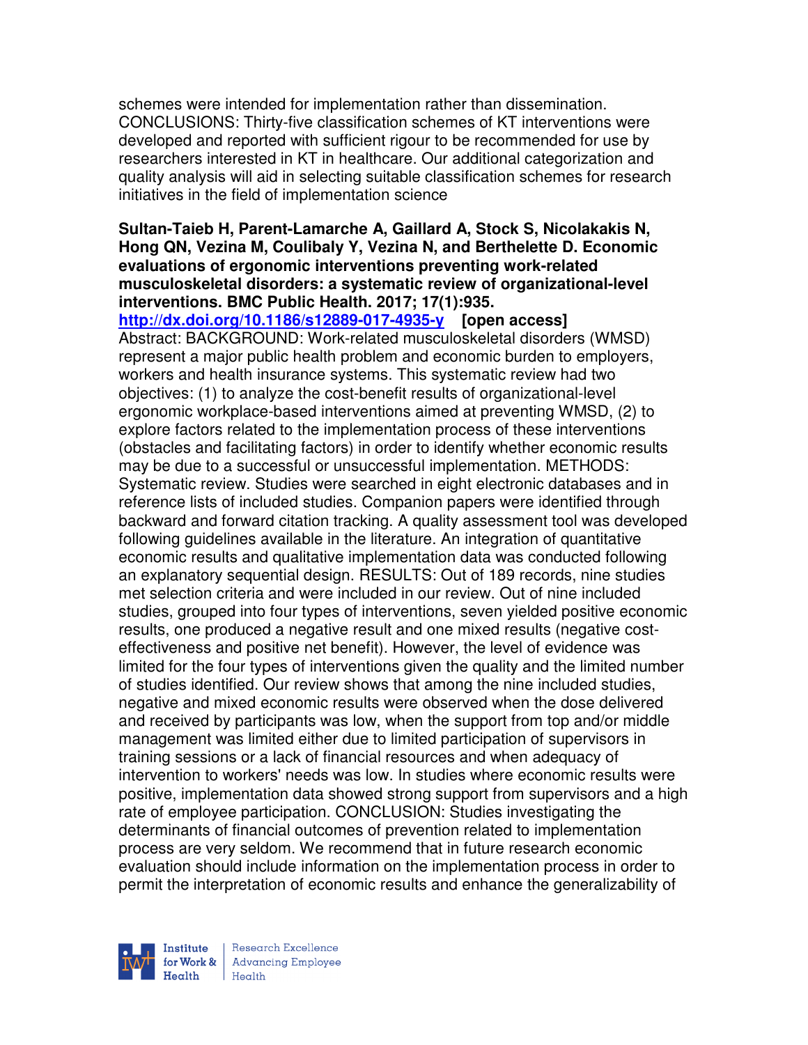schemes were intended for implementation rather than dissemination. CONCLUSIONS: Thirty-five classification schemes of KT interventions were developed and reported with sufficient rigour to be recommended for use by researchers interested in KT in healthcare. Our additional categorization and quality analysis will aid in selecting suitable classification schemes for research initiatives in the field of implementation science

**Sultan-Taieb H, Parent-Lamarche A, Gaillard A, Stock S, Nicolakakis N, Hong QN, Vezina M, Coulibaly Y, Vezina N, and Berthelette D. Economic evaluations of ergonomic interventions preventing work-related musculoskeletal disorders: a systematic review of organizational-level interventions. BMC Public Health. 2017; 17(1):935.**
**http://dx.doi.org/10.1186/s12889-017-4935-y [open access]**
Abstract: BACKGROUND: Work-related musculoskeletal disorders (WMSD) represent a major public health problem and economic burden to employers, workers and health insurance systems. This systematic review had two objectives: (1) to analyze the cost-benefit results of organizational-level ergonomic workplace-based interventions aimed at preventing WMSD, (2) to explore factors related to the implementation process of these interventions (obstacles and facilitating factors) in order to identify whether economic results may be due to a successful or unsuccessful implementation. METHODS: Systematic review. Studies were searched in eight electronic databases and in reference lists of included studies. Companion papers were identified through backward and forward citation tracking. A quality assessment tool was developed following guidelines available in the literature. An integration of quantitative economic results and qualitative implementation data was conducted following an explanatory sequential design. RESULTS: Out of 189 records, nine studies met selection criteria and were included in our review. Out of nine included studies, grouped into four types of interventions, seven yielded positive economic results, one produced a negative result and one mixed results (negative cost-effectiveness and positive net benefit). However, the level of evidence was limited for the four types of interventions given the quality and the limited number of studies identified. Our review shows that among the nine included studies, negative and mixed economic results were observed when the dose delivered and received by participants was low, when the support from top and/or middle management was limited either due to limited participation of supervisors in training sessions or a lack of financial resources and when adequacy of intervention to workers' needs was low. In studies where economic results were positive, implementation data showed strong support from supervisors and a high rate of employee participation. CONCLUSION: Studies investigating the determinants of financial outcomes of prevention related to implementation process are very seldom. We recommend that in future research economic evaluation should include information on the implementation process in order to permit the interpretation of economic results and enhance the generalizability of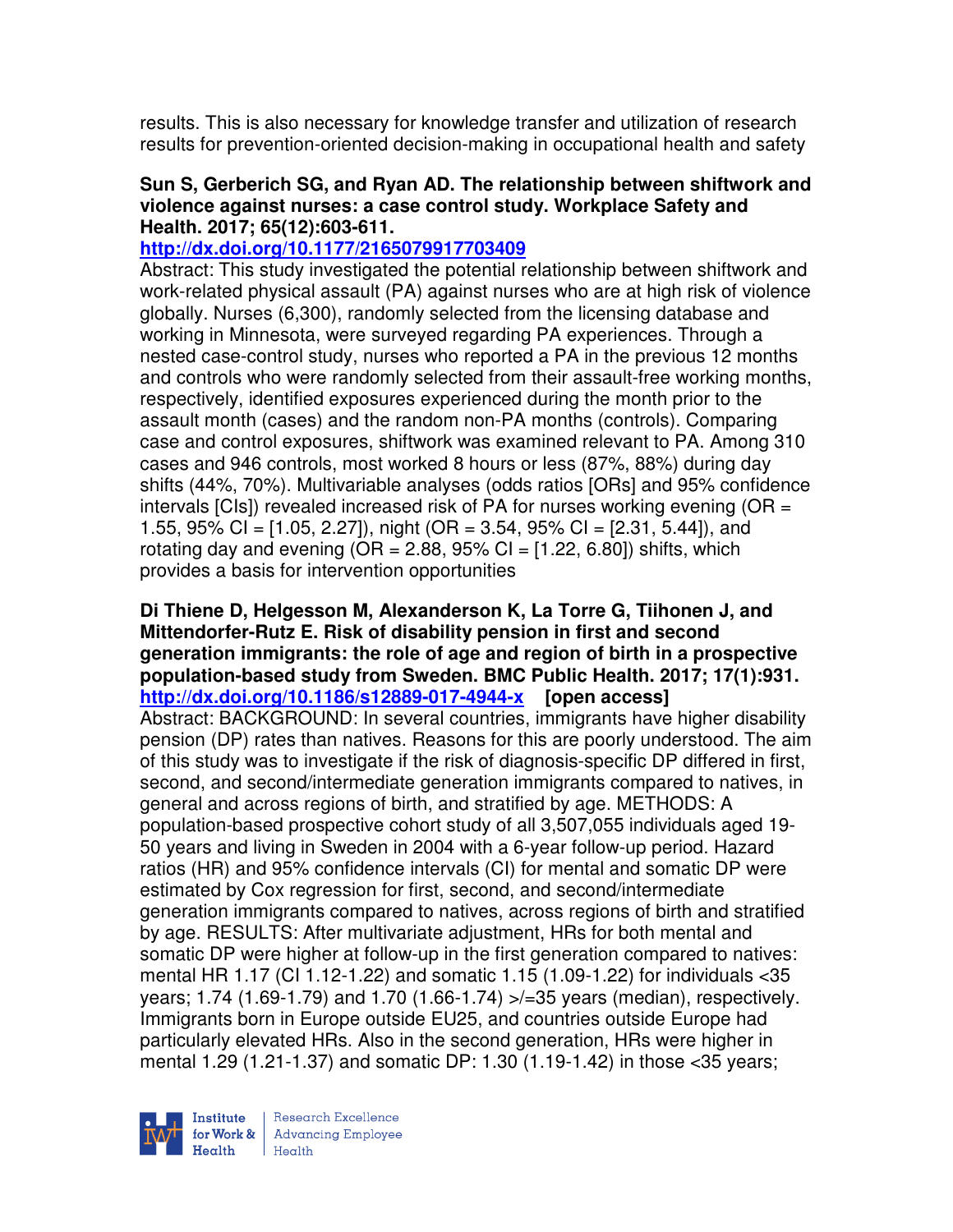results. This is also necessary for knowledge transfer and utilization of research results for prevention-oriented decision-making in occupational health and safety

**Sun S, Gerberich SG, and Ryan AD. The relationship between shiftwork and violence against nurses: a case control study. Workplace Safety and Health. 2017; 65(12):603-611.**
**http://dx.doi.org/10.1177/2165079917703409**
Abstract: This study investigated the potential relationship between shiftwork and work-related physical assault (PA) against nurses who are at high risk of violence globally. Nurses (6,300), randomly selected from the licensing database and working in Minnesota, were surveyed regarding PA experiences. Through a nested case-control study, nurses who reported a PA in the previous 12 months and controls who were randomly selected from their assault-free working months, respectively, identified exposures experienced during the month prior to the assault month (cases) and the random non-PA months (controls). Comparing case and control exposures, shiftwork was examined relevant to PA. Among 310 cases and 946 controls, most worked 8 hours or less (87%, 88%) during day shifts (44%, 70%). Multivariable analyses (odds ratios [ORs] and 95% confidence intervals [CIs]) revealed increased risk of PA for nurses working evening (OR = 1.55, 95% CI = [1.05, 2.27]), night (OR = 3.54, 95% CI = [2.31, 5.44]), and rotating day and evening (OR = 2.88, 95% CI = [1.22, 6.80]) shifts, which provides a basis for intervention opportunities

**Di Thiene D, Helgesson M, Alexanderson K, La Torre G, Tiihonen J, and Mittendorfer-Rutz E. Risk of disability pension in first and second generation immigrants: the role of age and region of birth in a prospective population-based study from Sweden. BMC Public Health. 2017; 17(1):931.**
**http://dx.doi.org/10.1186/s12889-017-4944-x [open access]**
Abstract: BACKGROUND: In several countries, immigrants have higher disability pension (DP) rates than natives. Reasons for this are poorly understood. The aim of this study was to investigate if the risk of diagnosis-specific DP differed in first, second, and second/intermediate generation immigrants compared to natives, in general and across regions of birth, and stratified by age. METHODS: A population-based prospective cohort study of all 3,507,055 individuals aged 19-50 years and living in Sweden in 2004 with a 6-year follow-up period. Hazard ratios (HR) and 95% confidence intervals (CI) for mental and somatic DP were estimated by Cox regression for first, second, and second/intermediate generation immigrants compared to natives, across regions of birth and stratified by age. RESULTS: After multivariate adjustment, HRs for both mental and somatic DP were higher at follow-up in the first generation compared to natives: mental HR 1.17 (CI 1.12-1.22) and somatic 1.15 (1.09-1.22) for individuals <35 years; 1.74 (1.69-1.79) and 1.70 (1.66-1.74) >/=35 years (median), respectively. Immigrants born in Europe outside EU25, and countries outside Europe had particularly elevated HRs. Also in the second generation, HRs were higher in mental 1.29 (1.21-1.37) and somatic DP: 1.30 (1.19-1.42) in those <35 years;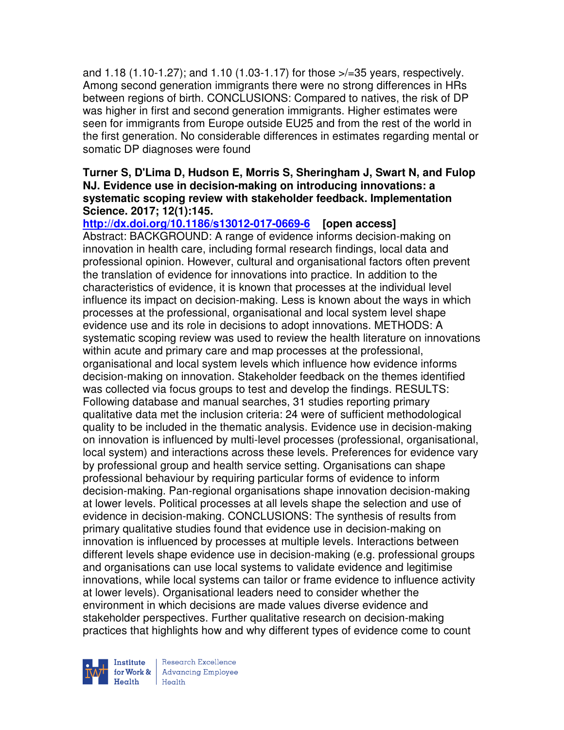and 1.18 (1.10-1.27); and 1.10 (1.03-1.17) for those >/=35 years, respectively. Among second generation immigrants there were no strong differences in HRs between regions of birth. CONCLUSIONS: Compared to natives, the risk of DP was higher in first and second generation immigrants. Higher estimates were seen for immigrants from Europe outside EU25 and from the rest of the world in the first generation. No considerable differences in estimates regarding mental or somatic DP diagnoses were found

**Turner S, D'Lima D, Hudson E, Morris S, Sheringham J, Swart N, and Fulop NJ. Evidence use in decision-making on introducing innovations: a systematic scoping review with stakeholder feedback. Implementation Science. 2017; 12(1):145.**

**http://dx.doi.org/10.1186/s13012-017-0669-6** **[open access]**

Abstract: BACKGROUND: A range of evidence informs decision-making on innovation in health care, including formal research findings, local data and professional opinion. However, cultural and organisational factors often prevent the translation of evidence for innovations into practice. In addition to the characteristics of evidence, it is known that processes at the individual level influence its impact on decision-making. Less is known about the ways in which processes at the professional, organisational and local system level shape evidence use and its role in decisions to adopt innovations. METHODS: A systematic scoping review was used to review the health literature on innovations within acute and primary care and map processes at the professional, organisational and local system levels which influence how evidence informs decision-making on innovation. Stakeholder feedback on the themes identified was collected via focus groups to test and develop the findings. RESULTS: Following database and manual searches, 31 studies reporting primary qualitative data met the inclusion criteria: 24 were of sufficient methodological quality to be included in the thematic analysis. Evidence use in decision-making on innovation is influenced by multi-level processes (professional, organisational, local system) and interactions across these levels. Preferences for evidence vary by professional group and health service setting. Organisations can shape professional behaviour by requiring particular forms of evidence to inform decision-making. Pan-regional organisations shape innovation decision-making at lower levels. Political processes at all levels shape the selection and use of evidence in decision-making. CONCLUSIONS: The synthesis of results from primary qualitative studies found that evidence use in decision-making on innovation is influenced by processes at multiple levels. Interactions between different levels shape evidence use in decision-making (e.g. professional groups and organisations can use local systems to validate evidence and legitimise innovations, while local systems can tailor or frame evidence to influence activity at lower levels). Organisational leaders need to consider whether the environment in which decisions are made values diverse evidence and stakeholder perspectives. Further qualitative research on decision-making practices that highlights how and why different types of evidence come to count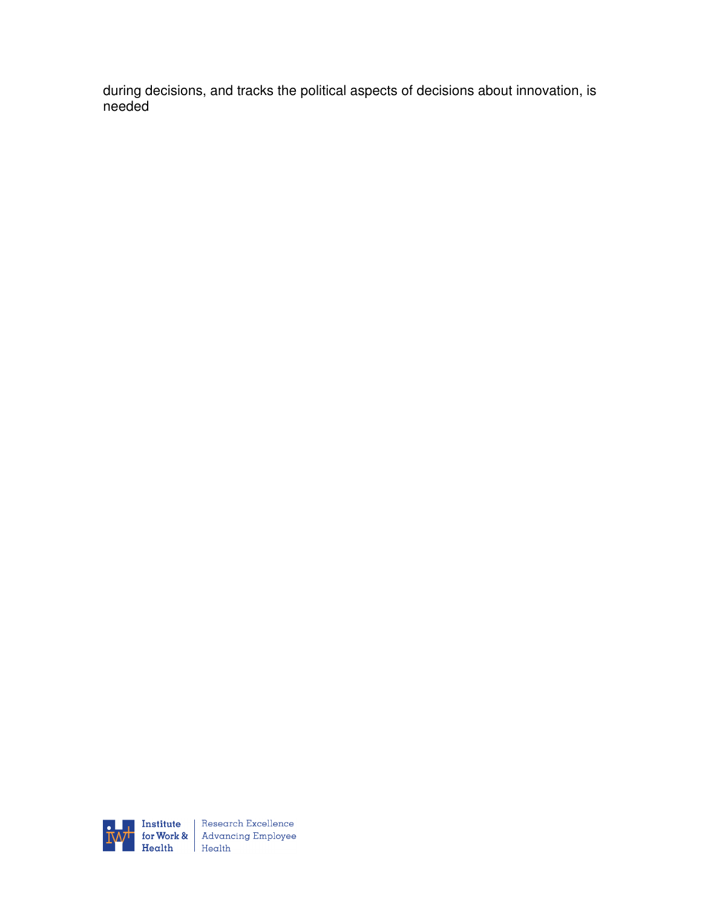during decisions, and tracks the political aspects of decisions about innovation, is needed